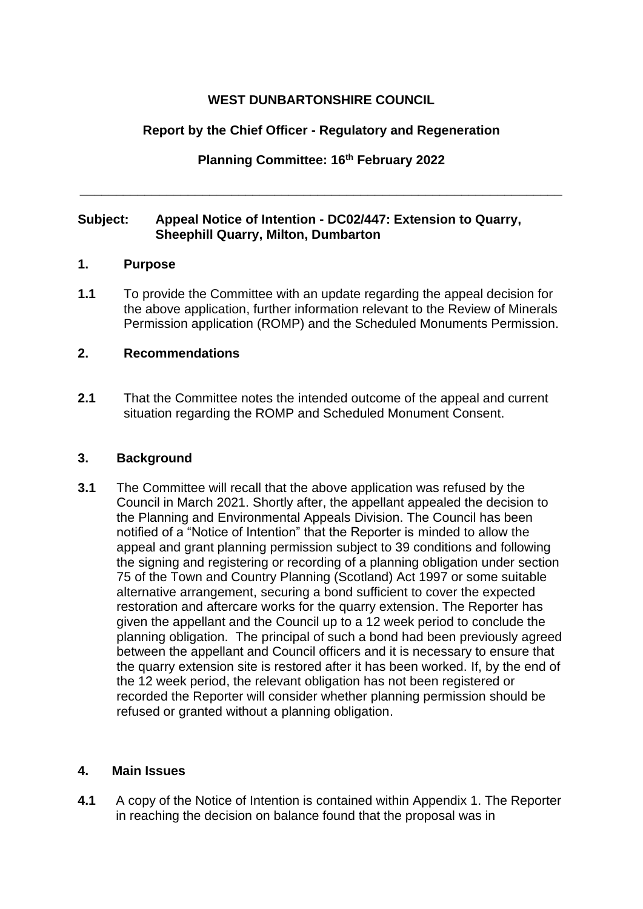**WEST DUNBARTONSHIRE COUNCIL**

**Report by the Chief Officer - Regulatory and Regeneration**

**Planning Committee: 16th February 2022**

---

**Subject: Appeal Notice of Intention - DC02/447: Extension to Quarry, Sheephill Quarry, Milton, Dumbarton**

## 1. Purpose

**1.1** To provide the Committee with an update regarding the appeal decision for the above application, further information relevant to the Review of Minerals Permission application (ROMP) and the Scheduled Monuments Permission.

## 2. Recommendations

**2.1** That the Committee notes the intended outcome of the appeal and current situation regarding the ROMP and Scheduled Monument Consent.

## 3. Background

**3.1** The Committee will recall that the above application was refused by the Council in March 2021. Shortly after, the appellant appealed the decision to the Planning and Environmental Appeals Division. The Council has been notified of a "Notice of Intention" that the Reporter is minded to allow the appeal and grant planning permission subject to 39 conditions and following the signing and registering or recording of a planning obligation under section 75 of the Town and Country Planning (Scotland) Act 1997 or some suitable alternative arrangement, securing a bond sufficient to cover the expected restoration and aftercare works for the quarry extension. The Reporter has given the appellant and the Council up to a 12 week period to conclude the planning obligation. The principal of such a bond had been previously agreed between the appellant and Council officers and it is necessary to ensure that the quarry extension site is restored after it has been worked. If, by the end of the 12 week period, the relevant obligation has not been registered or recorded the Reporter will consider whether planning permission should be refused or granted without a planning obligation.

## 4. Main Issues

**4.1** A copy of the Notice of Intention is contained within Appendix 1. The Reporter in reaching the decision on balance found that the proposal was in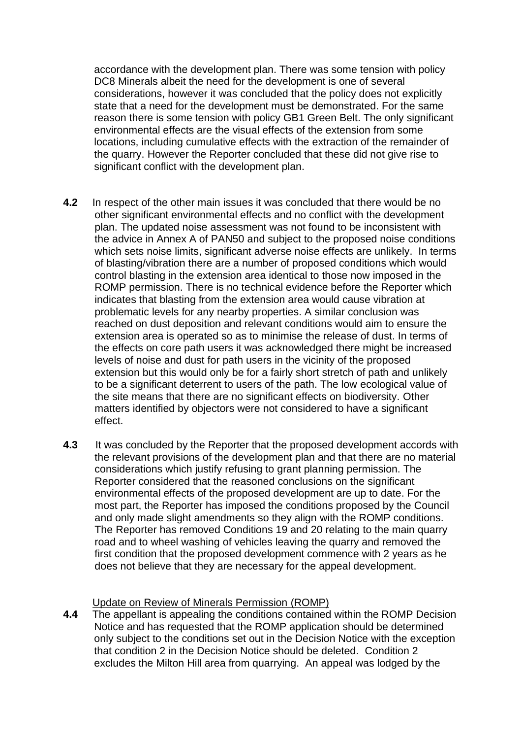accordance with the development plan. There was some tension with policy DC8 Minerals albeit the need for the development is one of several considerations, however it was concluded that the policy does not explicitly state that a need for the development must be demonstrated. For the same reason there is some tension with policy GB1 Green Belt. The only significant environmental effects are the visual effects of the extension from some locations, including cumulative effects with the extraction of the remainder of the quarry. However the Reporter concluded that these did not give rise to significant conflict with the development plan.

**4.2** In respect of the other main issues it was concluded that there would be no other significant environmental effects and no conflict with the development plan. The updated noise assessment was not found to be inconsistent with the advice in Annex A of PAN50 and subject to the proposed noise conditions which sets noise limits, significant adverse noise effects are unlikely. In terms of blasting/vibration there are a number of proposed conditions which would control blasting in the extension area identical to those now imposed in the ROMP permission. There is no technical evidence before the Reporter which indicates that blasting from the extension area would cause vibration at problematic levels for any nearby properties. A similar conclusion was reached on dust deposition and relevant conditions would aim to ensure the extension area is operated so as to minimise the release of dust. In terms of the effects on core path users it was acknowledged there might be increased levels of noise and dust for path users in the vicinity of the proposed extension but this would only be for a fairly short stretch of path and unlikely to be a significant deterrent to users of the path. The low ecological value of the site means that there are no significant effects on biodiversity. Other matters identified by objectors were not considered to have a significant effect.

**4.3** It was concluded by the Reporter that the proposed development accords with the relevant provisions of the development plan and that there are no material considerations which justify refusing to grant planning permission. The Reporter considered that the reasoned conclusions on the significant environmental effects of the proposed development are up to date. For the most part, the Reporter has imposed the conditions proposed by the Council and only made slight amendments so they align with the ROMP conditions. The Reporter has removed Conditions 19 and 20 relating to the main quarry road and to wheel washing of vehicles leaving the quarry and removed the first condition that the proposed development commence with 2 years as he does not believe that they are necessary for the appeal development.

Update on Review of Minerals Permission (ROMP)

**4.4** The appellant is appealing the conditions contained within the ROMP Decision Notice and has requested that the ROMP application should be determined only subject to the conditions set out in the Decision Notice with the exception that condition 2 in the Decision Notice should be deleted. Condition 2 excludes the Milton Hill area from quarrying. An appeal was lodged by the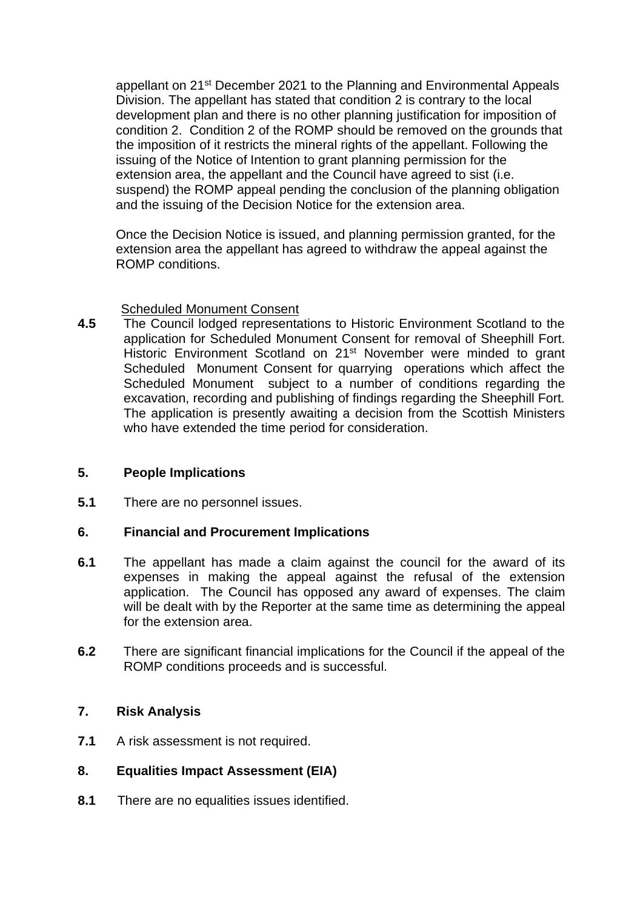appellant on 21st December 2021 to the Planning and Environmental Appeals Division. The appellant has stated that condition 2 is contrary to the local development plan and there is no other planning justification for imposition of condition 2. Condition 2 of the ROMP should be removed on the grounds that the imposition of it restricts the mineral rights of the appellant. Following the issuing of the Notice of Intention to grant planning permission for the extension area, the appellant and the Council have agreed to sist (i.e. suspend) the ROMP appeal pending the conclusion of the planning obligation and the issuing of the Decision Notice for the extension area.

Once the Decision Notice is issued, and planning permission granted, for the extension area the appellant has agreed to withdraw the appeal against the ROMP conditions.

Scheduled Monument Consent

**4.5** The Council lodged representations to Historic Environment Scotland to the application for Scheduled Monument Consent for removal of Sheephill Fort. Historic Environment Scotland on 21st November were minded to grant Scheduled Monument Consent for quarrying operations which affect the Scheduled Monument subject to a number of conditions regarding the excavation, recording and publishing of findings regarding the Sheephill Fort. The application is presently awaiting a decision from the Scottish Ministers who have extended the time period for consideration.

## 5. People Implications

**5.1** There are no personnel issues.

## 6. Financial and Procurement Implications

**6.1** The appellant has made a claim against the council for the award of its expenses in making the appeal against the refusal of the extension application. The Council has opposed any award of expenses. The claim will be dealt with by the Reporter at the same time as determining the appeal for the extension area.

**6.2** There are significant financial implications for the Council if the appeal of the ROMP conditions proceeds and is successful.

## 7. Risk Analysis

**7.1** A risk assessment is not required.

## 8. Equalities Impact Assessment (EIA)

**8.1** There are no equalities issues identified.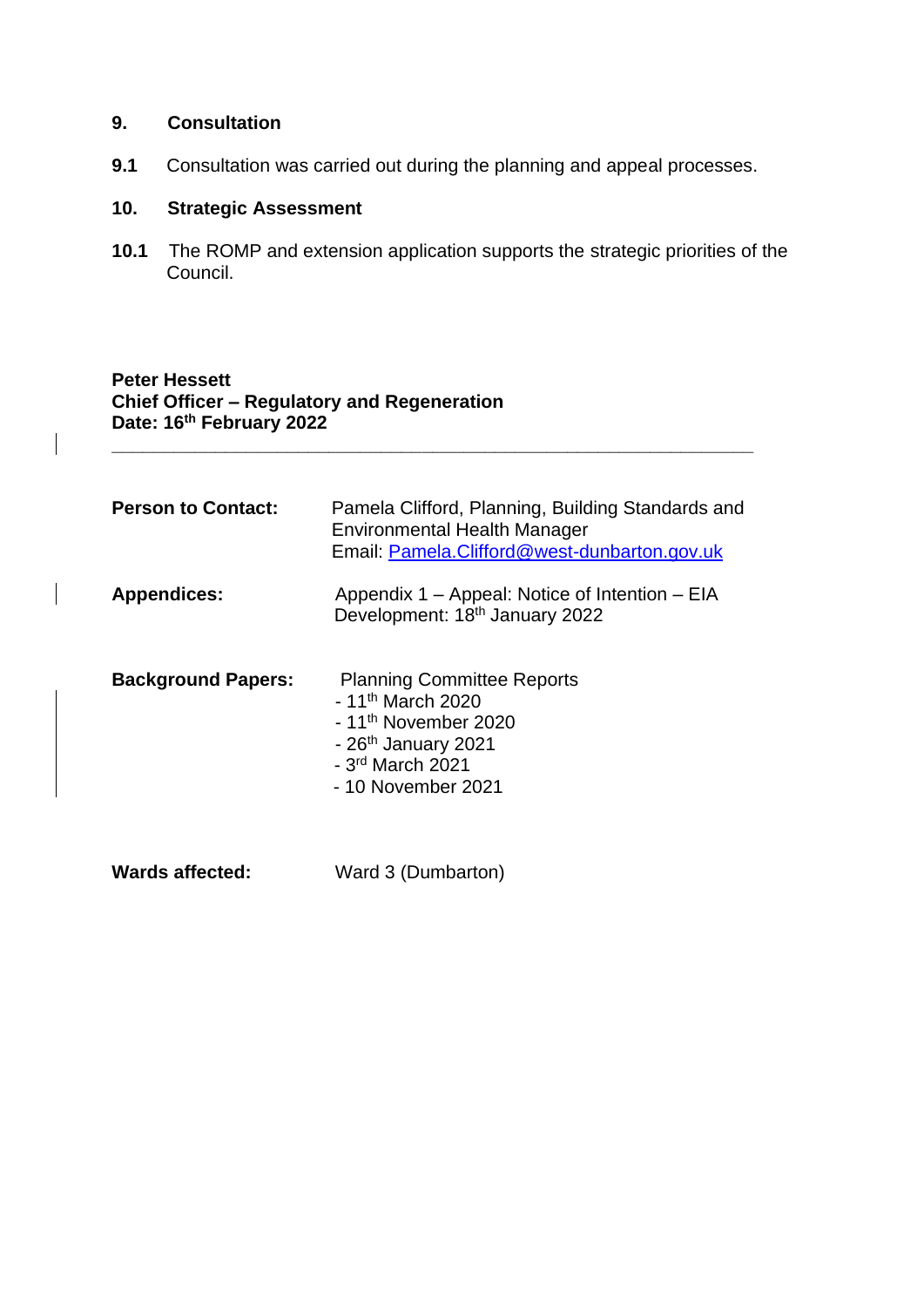## 9. Consultation

**9.1** Consultation was carried out during the planning and appeal processes.

## 10. Strategic Assessment

**10.1** The ROMP and extension application supports the strategic priorities of the Council.

**Peter Hessett**
**Chief Officer – Regulatory and Regeneration**
**Date: 16th February 2022**

---

**Person to Contact:** Pamela Clifford, Planning, Building Standards and Environmental Health Manager
Email: Pamela.Clifford@west-dunbarton.gov.uk

**Appendices:** Appendix 1 – Appeal: Notice of Intention – EIA Development: 18th January 2022

**Background Papers:** Planning Committee Reports
- 11th March 2020
- 11th November 2020
- 26th January 2021
- 3rd March 2021
- 10 November 2021

**Wards affected:** Ward 3 (Dumbarton)